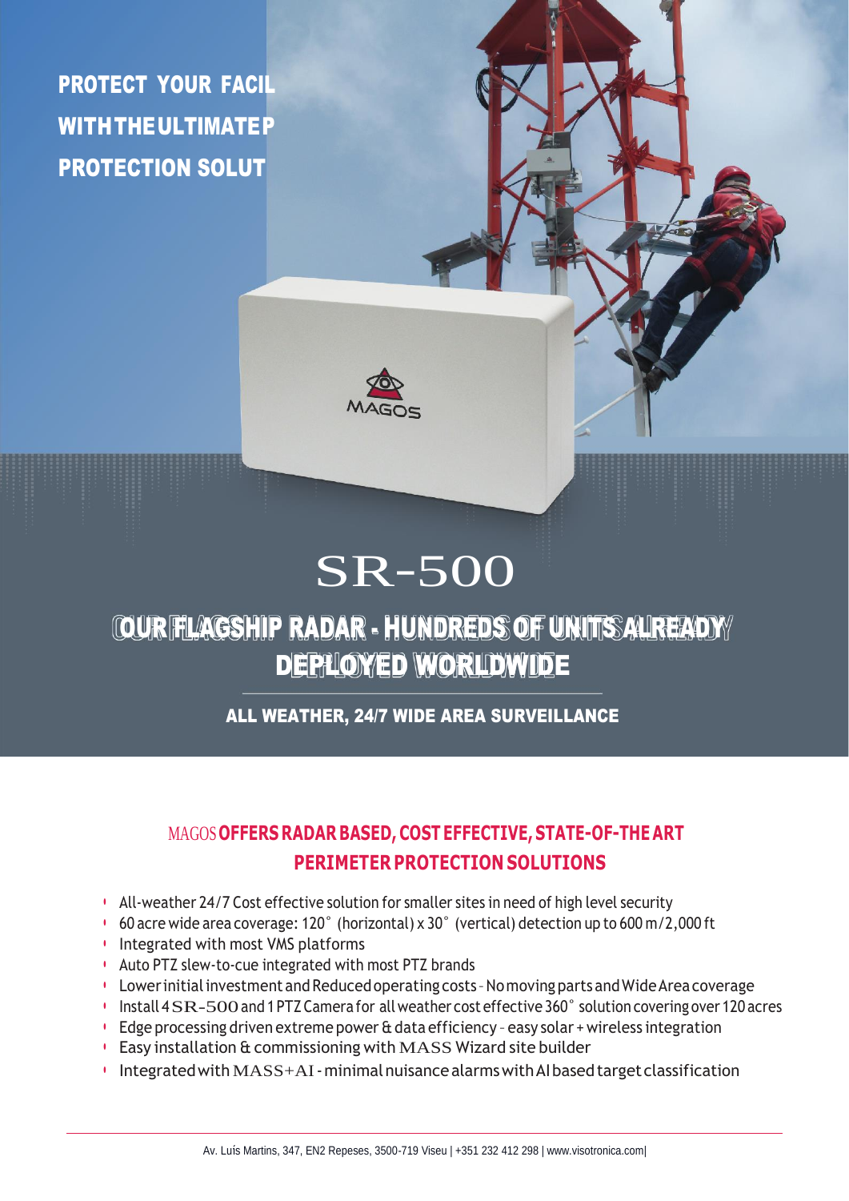PROTECT YOUR FACIL
WITH THE ULTIMATE P
PROTECTION SOLUT

MAGOS

# SR-500

## OUR FLAGSHIP RADAR - HUNDREDS OF UNITS ALREADY DEPLOYED WORLDWIDE

**ALL WEATHER, 24/7 WIDE AREA SURVEILLANCE**

### MAGOS **OFFERS RADAR BASED, COST EFFECTIVE, STATE-OF-THE ART PERIMETER PROTECTION SOLUTIONS**

- All-weather 24/7 Cost effective solution for smaller sites in need of high level security
- 60 acre wide area coverage: 120° (horizontal) x 30° (vertical) detection up to 600 m/2,000 ft
- Integrated with most VMS platforms
- Auto PTZ slew-to-cue integrated with most PTZ brands
- Lower initial investment and Reduced operating costs - No moving parts and Wide Area coverage
- Install 4 SR-500 and 1 PTZ Camera for all weather cost effective 360° solution covering over 120 acres
- Edge processing driven extreme power & data efficiency - easy solar + wireless integration
- Easy installation & commissioning with MASS Wizard site builder
- Integrated with MASS+AI - minimal nuisance alarms with AI based target classification

Av. Luís Martins, 347, EN2 Repeses, 3500-719 Viseu | +351 232 412 298 | www.visotronica.com|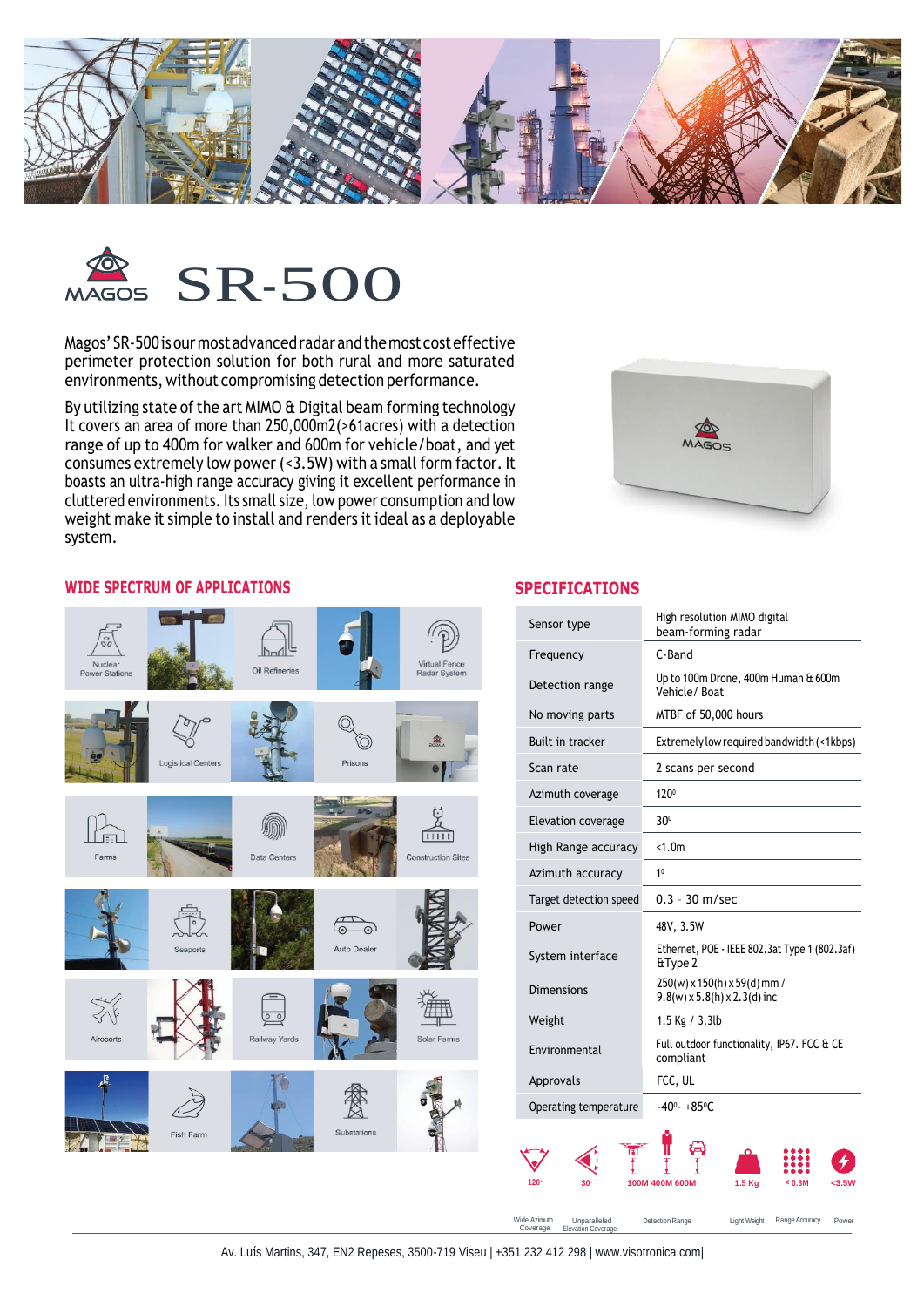# SR-500

Magos' SR-500 is our most advanced radar and the most cost effective perimeter protection solution for both rural and more saturated environments, without compromising detection performance.

By utilizing state of the art MIMO & Digital beam forming technology It covers an area of more than 250,000m2(>61acres) with a detection range of up to 400m for walker and 600m for vehicle/boat, and yet consumes extremely low power (<3.5W) with a small form factor. It boasts an ultra-high range accuracy giving it excellent performance in cluttered environments. Its small size, low power consumption and low weight make it simple to install and renders it ideal as a deployable system.

## WIDE SPECTRUM OF APPLICATIONS

- Nuclear Power Stations
- Oil Refineries
- Virtual Fence Radar System
- Logistical Centers
- Prisons
- Farms
- Data Centers
- Construction Sites
- Seaports
- Auto Dealer
- Airoports
- Railway Yards
- Solar Farms
- Fish Farm
- Substations

## SPECIFICATIONS

| | |
|---|---|
| Sensor type | High resolution MIMO digital beam-forming radar |
| Frequency | C-Band |
| Detection range | Up to 100m Drone, 400m Human & 600m Vehicle/ Boat |
| No moving parts | MTBF of 50,000 hours |
| Built in tracker | Extremely low required bandwidth (<1kbps) |
| Scan rate | 2 scans per second |
| Azimuth coverage | 120⁰ |
| Elevation coverage | 30⁰ |
| High Range accuracy | <1.0m |
| Azimuth accuracy | 1⁰ |
| Target detection speed | 0.3 - 30 m/sec |
| Power | 48V, 3.5W |
| System interface | Ethernet, POE - IEEE 802.3at Type 1 (802.3af) &Type 2 |
| Dimensions | 250(w) x 150(h) x 59(d) mm / 9.8(w) x 5.8(h) x 2.3(d) inc |
| Weight | 1.5 Kg / 3.3lb |
| Environmental | Full outdoor functionality, IP67. FCC & CE compliant |
| Approvals | FCC, UL |
| Operating temperature | -40⁰- +85⁰C |

120° — Wide Azimuth Coverage
30° — Unparalleled Elevation Coverage
100M 400M 600M — Detection Range
1.5 Kg — Light Weight
< 0.3M — Range Accuracy
<3.5W — Power

Av. Luís Martins, 347, EN2 Repeses, 3500-719 Viseu | +351 232 412 298 | www.visotronica.com|